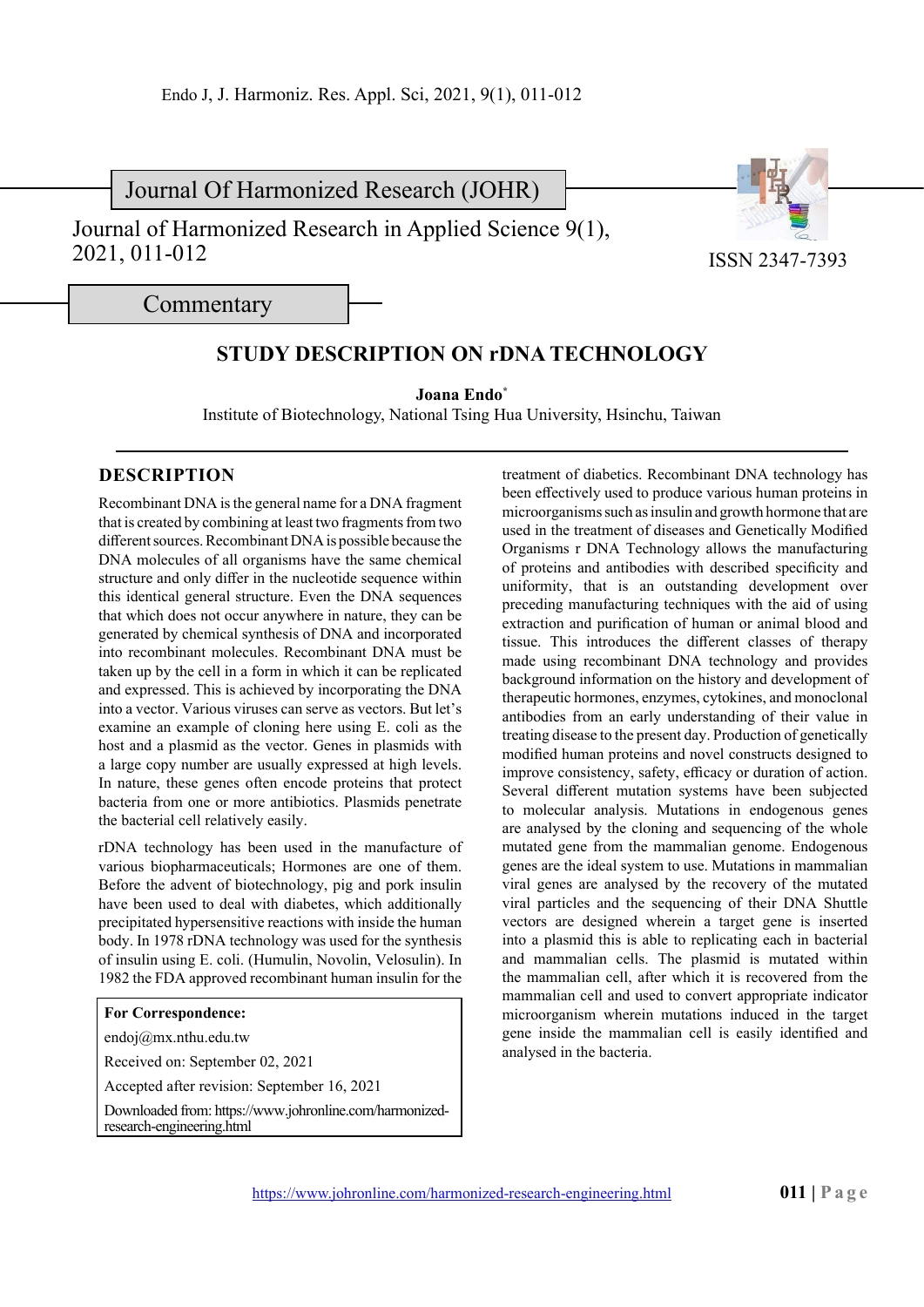Journal Of Harmonized Research (JOHR)

Journal of Harmonized Research in Applied Science 9(1), 2021, 011-012

ISSN 2347-7393

Commentary

# STUDY DESCRIPTION ON rDNA TECHNOLOGY

**Joana Endo***

Institute of Biotechnology, National Tsing Hua University, Hsinchu, Taiwan

## DESCRIPTION

Recombinant DNA is the general name for a DNA fragment that is created by combining at least two fragments from two different sources. Recombinant DNA is possible because the DNA molecules of all organisms have the same chemical structure and only differ in the nucleotide sequence within this identical general structure. Even the DNA sequences that which does not occur anywhere in nature, they can be generated by chemical synthesis of DNA and incorporated into recombinant molecules. Recombinant DNA must be taken up by the cell in a form in which it can be replicated and expressed. This is achieved by incorporating the DNA into a vector. Various viruses can serve as vectors. But let's examine an example of cloning here using E. coli as the host and a plasmid as the vector. Genes in plasmids with a large copy number are usually expressed at high levels. In nature, these genes often encode proteins that protect bacteria from one or more antibiotics. Plasmids penetrate the bacterial cell relatively easily.

rDNA technology has been used in the manufacture of various biopharmaceuticals; Hormones are one of them. Before the advent of biotechnology, pig and pork insulin have been used to deal with diabetes, which additionally precipitated hypersensitive reactions with inside the human body. In 1978 rDNA technology was used for the synthesis of insulin using E. coli. (Humulin, Novolin, Velosulin). In 1982 the FDA approved recombinant human insulin for the treatment of diabetics. Recombinant DNA technology has been effectively used to produce various human proteins in microorganisms such as insulin and growth hormone that are used in the treatment of diseases and Genetically Modified Organisms r DNA Technology allows the manufacturing of proteins and antibodies with described specificity and uniformity, that is an outstanding development over preceding manufacturing techniques with the aid of using extraction and purification of human or animal blood and tissue. This introduces the different classes of therapy made using recombinant DNA technology and provides background information on the history and development of therapeutic hormones, enzymes, cytokines, and monoclonal antibodies from an early understanding of their value in treating disease to the present day. Production of genetically modified human proteins and novel constructs designed to improve consistency, safety, efficacy or duration of action. Several different mutation systems have been subjected to molecular analysis. Mutations in endogenous genes are analysed by the cloning and sequencing of the whole mutated gene from the mammalian genome. Endogenous genes are the ideal system to use. Mutations in mammalian viral genes are analysed by the recovery of the mutated viral particles and the sequencing of their DNA Shuttle vectors are designed wherein a target gene is inserted into a plasmid this is able to replicating each in bacterial and mammalian cells. The plasmid is mutated within the mammalian cell, after which it is recovered from the mammalian cell and used to convert appropriate indicator microorganism wherein mutations induced in the target gene inside the mammalian cell is easily identified and analysed in the bacteria.

**For Correspondence:**

endoj@mx.nthu.edu.tw

Received on: September 02, 2021

Accepted after revision: September 16, 2021

Downloaded from: https://www.johronline.com/harmonized-research-engineering.html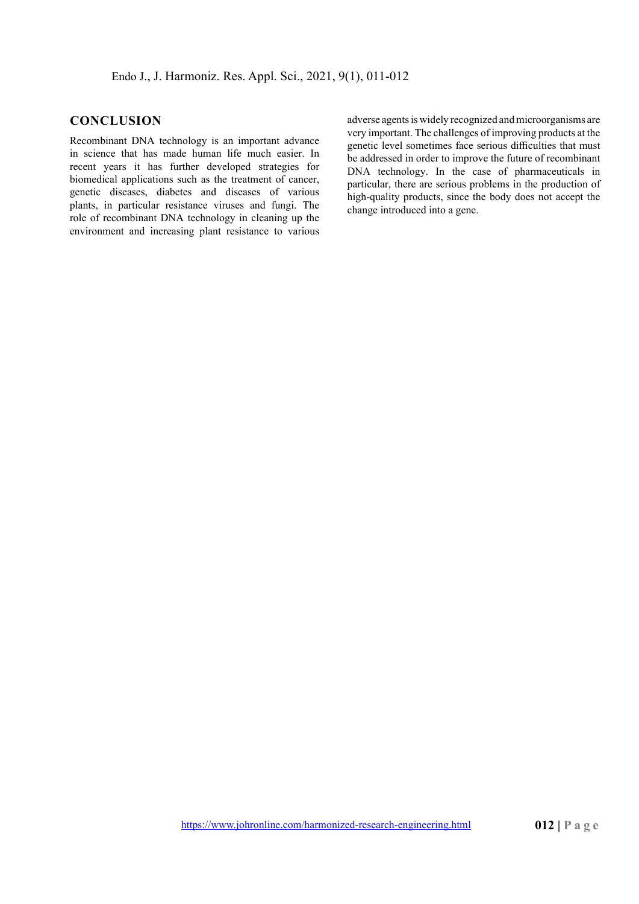## CONCLUSION

Recombinant DNA technology is an important advance in science that has made human life much easier. In recent years it has further developed strategies for biomedical applications such as the treatment of cancer, genetic diseases, diabetes and diseases of various plants, in particular resistance viruses and fungi. The role of recombinant DNA technology in cleaning up the environment and increasing plant resistance to various adverse agents is widely recognized and microorganisms are very important. The challenges of improving products at the genetic level sometimes face serious difficulties that must be addressed in order to improve the future of recombinant DNA technology. In the case of pharmaceuticals in particular, there are serious problems in the production of high-quality products, since the body does not accept the change introduced into a gene.